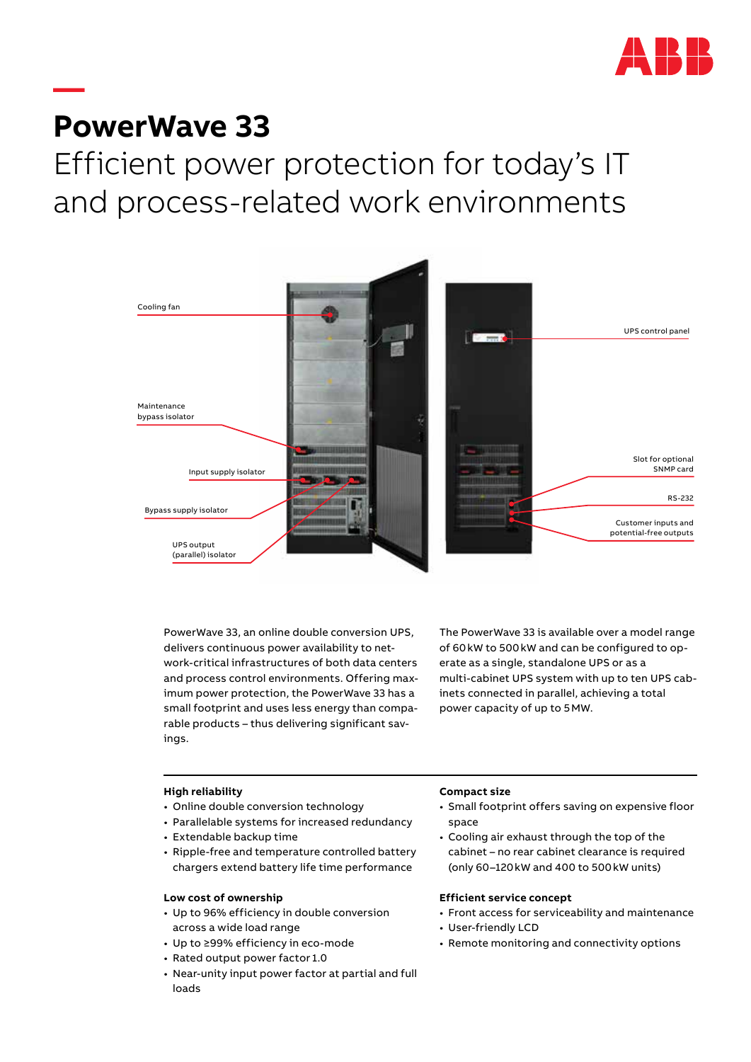# PowerWave 33

## Efficient power protection for today's IT and process-related work environments

Cooling fan

Maintenance bypass isolator

Input supply isolator

Bypass supply isolator

UPS output (parallel) isolator

UPS control panel

Slot for optional SNMP card

RS-232

Customer inputs and potential-free outputs

PowerWave 33, an online double conversion UPS, delivers continuous power availability to network-critical infrastructures of both data centers and process control environments. Offering maximum power protection, the PowerWave 33 has a small footprint and uses less energy than comparable products – thus delivering significant savings.

The PowerWave 33 is available over a model range of 60 kW to 500 kW and can be configured to operate as a single, standalone UPS or as a multi-cabinet UPS system with up to ten UPS cabinets connected in parallel, achieving a total power capacity of up to 5 MW.

**High reliability**

- Online double conversion technology
- Parallelable systems for increased redundancy
- Extendable backup time
- Ripple-free and temperature controlled battery chargers extend battery life time performance

**Low cost of ownership**

- Up to 96% efficiency in double conversion across a wide load range
- Up to ≥99% efficiency in eco-mode
- Rated output power factor 1.0
- Near-unity input power factor at partial and full loads

**Compact size**

- Small footprint offers saving on expensive floor space
- Cooling air exhaust through the top of the cabinet – no rear cabinet clearance is required (only 60–120 kW and 400 to 500 kW units)

**Efficient service concept**

- Front access for serviceability and maintenance
- User-friendly LCD
- Remote monitoring and connectivity options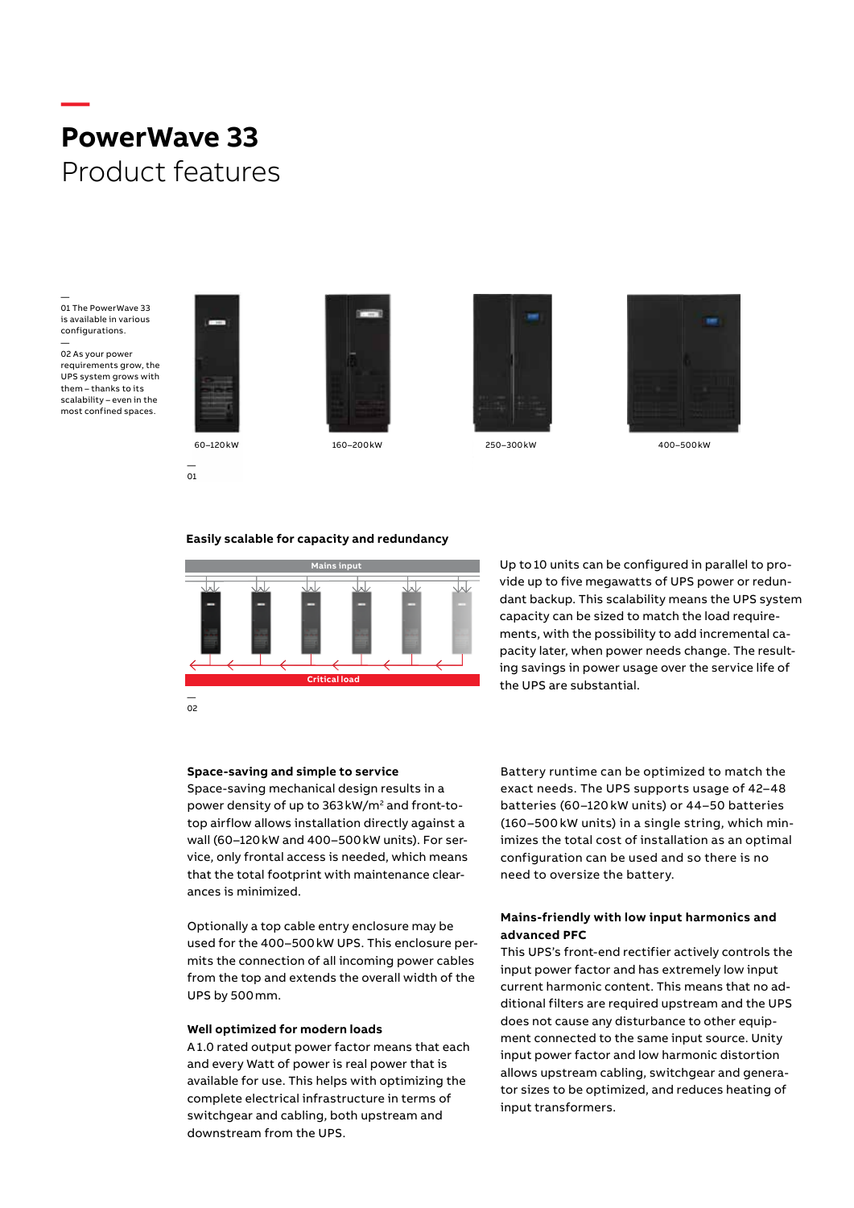# PowerWave 33

## Product features

—
01 The PowerWave 33 is available in various configurations.

—
02 As your power requirements grow, the UPS system grows with them – thanks to its scalability – even in the most confined spaces.

60–120 kW

160–200 kW

250–300 kW

400–500 kW

—
01

### Easily scalable for capacity and redundancy

Mains input

Critical load

—
02

Up to 10 units can be configured in parallel to provide up to five megawatts of UPS power or redundant backup. This scalability means the UPS system capacity can be sized to match the load requirements, with the possibility to add incremental capacity later, when power needs change. The resulting savings in power usage over the service life of the UPS are substantial.

### Space-saving and simple to service

Space-saving mechanical design results in a power density of up to 363 kW/m² and front-to-top airflow allows installation directly against a wall (60–120 kW and 400–500 kW units). For service, only frontal access is needed, which means that the total footprint with maintenance clearances is minimized.

Optionally a top cable entry enclosure may be used for the 400–500 kW UPS. This enclosure permits the connection of all incoming power cables from the top and extends the overall width of the UPS by 500 mm.

### Well optimized for modern loads

A 1.0 rated output power factor means that each and every Watt of power is real power that is available for use. This helps with optimizing the complete electrical infrastructure in terms of switchgear and cabling, both upstream and downstream from the UPS.

Battery runtime can be optimized to match the exact needs. The UPS supports usage of 42–48 batteries (60–120 kW units) or 44–50 batteries (160–500 kW units) in a single string, which minimizes the total cost of installation as an optimal configuration can be used and so there is no need to oversize the battery.

### Mains-friendly with low input harmonics and advanced PFC

This UPS's front-end rectifier actively controls the input power factor and has extremely low input current harmonic content. This means that no additional filters are required upstream and the UPS does not cause any disturbance to other equipment connected to the same input source. Unity input power factor and low harmonic distortion allows upstream cabling, switchgear and generator sizes to be optimized, and reduces heating of input transformers.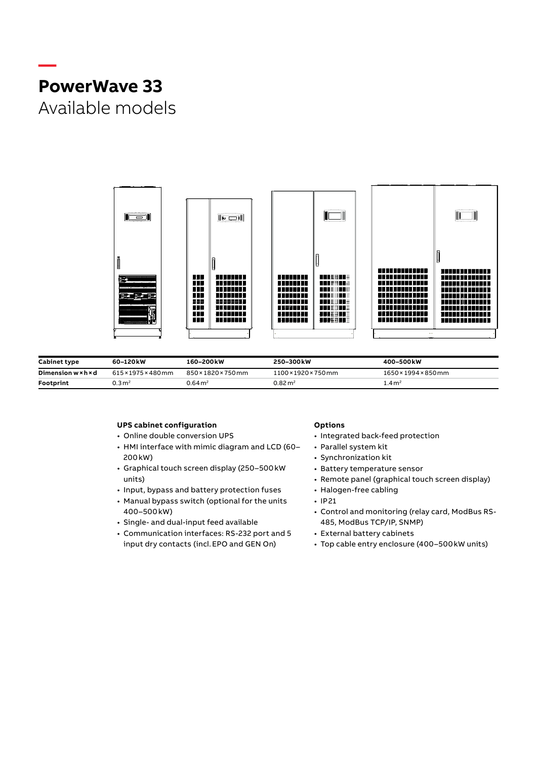# PowerWave 33

## Available models

| Cabinet type | 60–120 kW | 160–200 kW | 250–300 kW | 400–500 kW |
| --- | --- | --- | --- | --- |
| Dimension w × h × d | 615 × 1975 × 480 mm | 850 × 1820 × 750 mm | 1100 × 1920 × 750 mm | 1650 × 1994 × 850 mm |
| Footprint | 0.3 m² | 0.64 m² | 0.82 m² | 1.4 m² |

**UPS cabinet configuration**

- Online double conversion UPS
- HMI interface with mimic diagram and LCD (60–200 kW)
- Graphical touch screen display (250–500 kW units)
- Input, bypass and battery protection fuses
- Manual bypass switch (optional for the units 400–500 kW)
- Single- and dual-input feed available
- Communication interfaces: RS-232 port and 5 input dry contacts (incl. EPO and GEN On)

**Options**

- Integrated back-feed protection
- Parallel system kit
- Synchronization kit
- Battery temperature sensor
- Remote panel (graphical touch screen display)
- Halogen-free cabling
- IP21
- Control and monitoring (relay card, ModBus RS-485, ModBus TCP/IP, SNMP)
- External battery cabinets
- Top cable entry enclosure (400–500 kW units)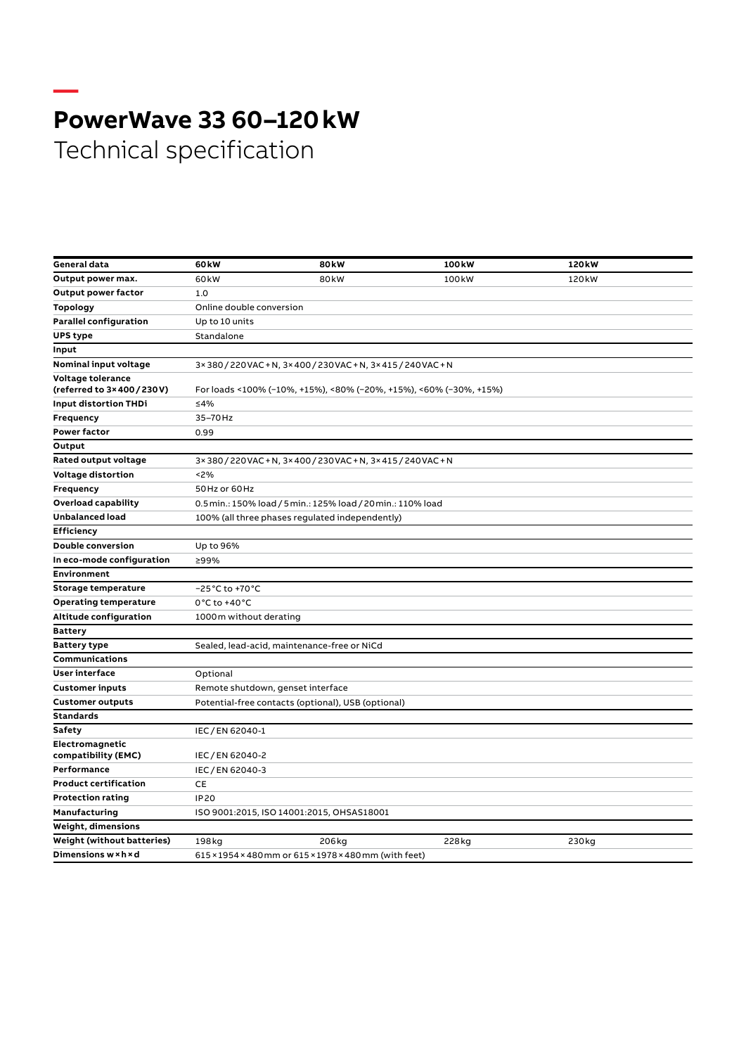# PowerWave 33 60–120 kW

Technical specification

| General data | 60 kW | 80 kW | 100 kW | 120 kW |
|---|---|---|---|---|
| **Output power max.** | 60 kW | 80 kW | 100 kW | 120 kW |
| **Output power factor** | 1.0 | | | |
| **Topology** | Online double conversion | | | |
| **Parallel configuration** | Up to 10 units | | | |
| **UPS type** | Standalone | | | |
| **Input** | | | | |
| **Nominal input voltage** | 3 × 380 / 220 VAC + N, 3 × 400 / 230 VAC + N, 3 × 415 / 240 VAC + N | | | |
| **Voltage tolerance (referred to 3 × 400 / 230 V)** | For loads <100% (–10%, +15%), <80% (–20%, +15%), <60% (–30%, +15%) | | | |
| **Input distortion THDi** | ≤4% | | | |
| **Frequency** | 35–70 Hz | | | |
| **Power factor** | 0.99 | | | |
| **Output** | | | | |
| **Rated output voltage** | 3 × 380 / 220 VAC + N, 3 × 400 / 230 VAC + N, 3 × 415 / 240 VAC + N | | | |
| **Voltage distortion** | <2% | | | |
| **Frequency** | 50 Hz or 60 Hz | | | |
| **Overload capability** | 0.5 min.: 150% load / 5 min.: 125% load / 20 min.: 110% load | | | |
| **Unbalanced load** | 100% (all three phases regulated independently) | | | |
| **Efficiency** | | | | |
| **Double conversion** | Up to 96% | | | |
| **In eco-mode configuration** | ≥99% | | | |
| **Environment** | | | | |
| **Storage temperature** | –25 °C to +70 °C | | | |
| **Operating temperature** | 0 °C to +40 °C | | | |
| **Altitude configuration** | 1000 m without derating | | | |
| **Battery** | | | | |
| **Battery type** | Sealed, lead-acid, maintenance-free or NiCd | | | |
| **Communications** | | | | |
| **User interface** | Optional | | | |
| **Customer inputs** | Remote shutdown, genset interface | | | |
| **Customer outputs** | Potential-free contacts (optional), USB (optional) | | | |
| **Standards** | | | | |
| **Safety** | IEC / EN 62040-1 | | | |
| **Electromagnetic compatibility (EMC)** | IEC / EN 62040-2 | | | |
| **Performance** | IEC / EN 62040-3 | | | |
| **Product certification** | CE | | | |
| **Protection rating** | IP20 | | | |
| **Manufacturing** | ISO 9001:2015, ISO 14001:2015, OHSAS18001 | | | |
| **Weight, dimensions** | | | | |
| **Weight (without batteries)** | 198 kg | 206 kg | 228 kg | 230 kg |
| **Dimensions w × h × d** | 615 × 1954 × 480 mm or 615 × 1978 × 480 mm (with feet) | | | |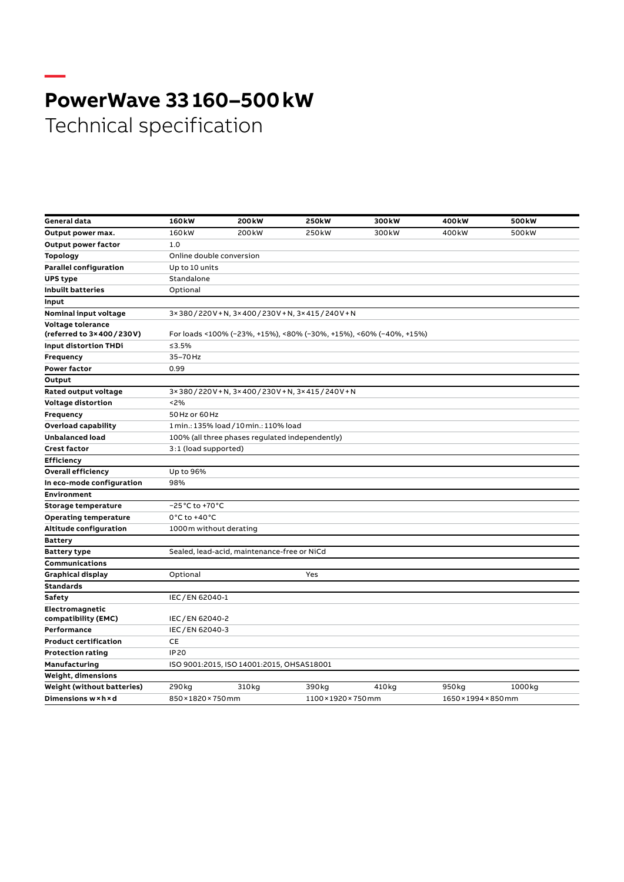# PowerWave 33 160–500 kW

Technical specification

| General data | 160 kW | 200 kW | 250 kW | 300 kW | 400 kW | 500 kW |
|---|---|---|---|---|---|---|
| Output power max. | 160 kW | 200 kW | 250 kW | 300 kW | 400 kW | 500 kW |
| Output power factor | 1.0 | | | | | |
| Topology | Online double conversion | | | | | |
| Parallel configuration | Up to 10 units | | | | | |
| UPS type | Standalone | | | | | |
| Inbuilt batteries | Optional | | | | | |
| **Input** | | | | | | |
| Nominal input voltage | 3 × 380 / 220 V + N, 3 × 400 / 230 V + N, 3 × 415 / 240 V + N | | | | | |
| Voltage tolerance (referred to 3 × 400 / 230 V) | For loads <100% (–23%, +15%), <80% (–30%, +15%), <60% (–40%, +15%) | | | | | |
| Input distortion THDi | ≤3.5% | | | | | |
| Frequency | 35–70 Hz | | | | | |
| Power factor | 0.99 | | | | | |
| **Output** | | | | | | |
| Rated output voltage | 3 × 380 / 220 V + N, 3 × 400 / 230 V + N, 3 × 415 / 240 V + N | | | | | |
| Voltage distortion | <2% | | | | | |
| Frequency | 50 Hz or 60 Hz | | | | | |
| Overload capability | 1 min.: 135% load / 10 min.: 110% load | | | | | |
| Unbalanced load | 100% (all three phases regulated independently) | | | | | |
| Crest factor | 3:1 (load supported) | | | | | |
| **Efficiency** | | | | | | |
| Overall efficiency | Up to 96% | | | | | |
| In eco-mode configuration | 98% | | | | | |
| **Environment** | | | | | | |
| Storage temperature | –25 °C to +70 °C | | | | | |
| Operating temperature | 0 °C to +40 °C | | | | | |
| Altitude configuration | 1000 m without derating | | | | | |
| **Battery** | | | | | | |
| Battery type | Sealed, lead-acid, maintenance-free or NiCd | | | | | |
| **Communications** | | | | | | |
| Graphical display | Optional | | Yes | | | |
| **Standards** | | | | | | |
| Safety | IEC / EN 62040-1 | | | | | |
| Electromagnetic compatibility (EMC) | IEC / EN 62040-2 | | | | | |
| Performance | IEC / EN 62040-3 | | | | | |
| Product certification | CE | | | | | |
| Protection rating | IP 20 | | | | | |
| Manufacturing | ISO 9001:2015, ISO 14001:2015, OHSAS18001 | | | | | |
| **Weight, dimensions** | | | | | | |
| Weight (without batteries) | 290 kg | 310 kg | 390 kg | 410 kg | 950 kg | 1000 kg |
| Dimensions w × h × d | 850 × 1820 × 750 mm | | 1100 × 1920 × 750 mm | | 1650 × 1994 × 850 mm | |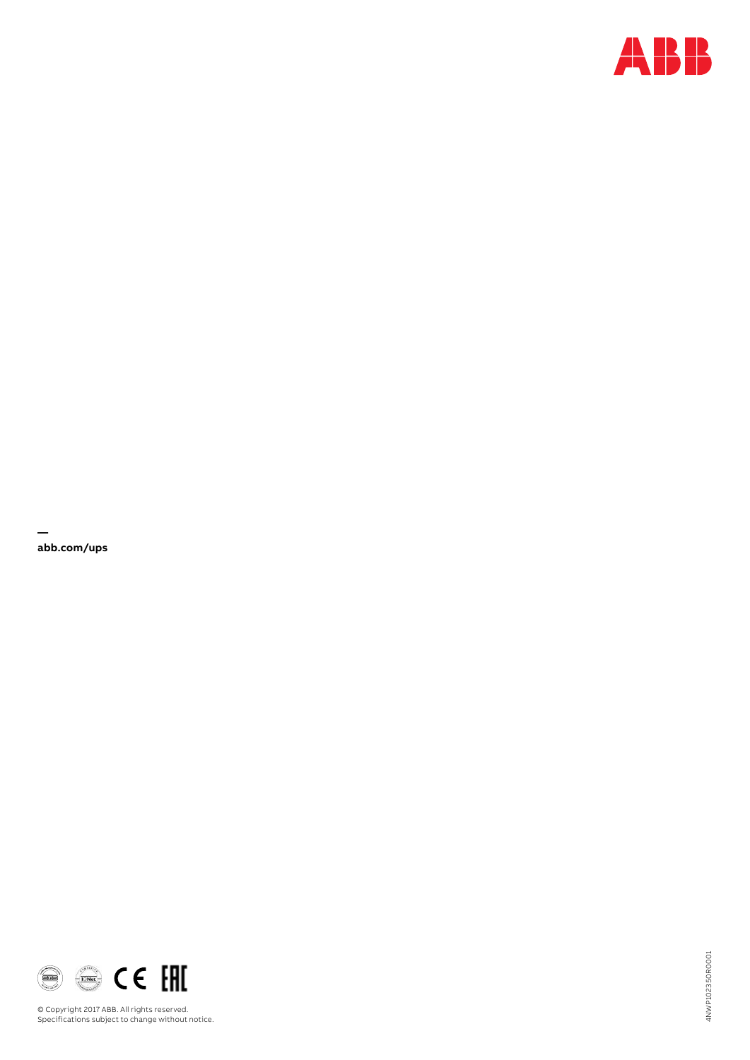—

**abb.com/ups**

© Copyright 2017 ABB. All rights reserved.
Specifications subject to change without notice.

4NWP102350R0001